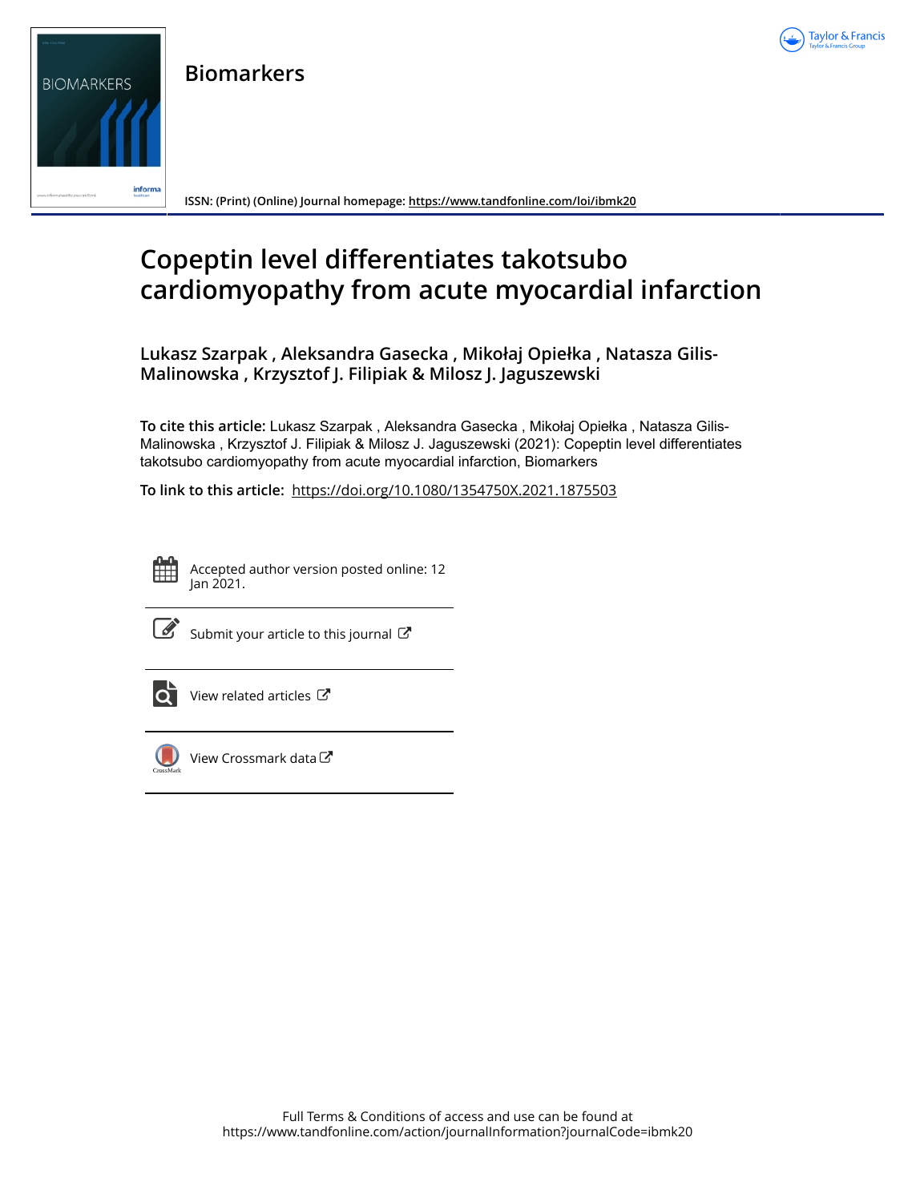# Biomarkers

ISSN: (Print) (Online) Journal homepage: https://www.tandfonline.com/loi/ibmk20

# Copeptin level differentiates takotsubo cardiomyopathy from acute myocardial infarction

**Lukasz Szarpak , Aleksandra Gasecka , Mikołaj Opiełka , Natasza Gilis-Malinowska , Krzysztof J. Filipiak & Milosz J. Jaguszewski**

**To cite this article:** Lukasz Szarpak , Aleksandra Gasecka , Mikołaj Opiełka , Natasza Gilis-Malinowska , Krzysztof J. Filipiak & Milosz J. Jaguszewski (2021): Copeptin level differentiates takotsubo cardiomyopathy from acute myocardial infarction, Biomarkers

**To link to this article:** https://doi.org/10.1080/1354750X.2021.1875503

Accepted author version posted online: 12 Jan 2021.

Submit your article to this journal

View related articles

View Crossmark data

Full Terms & Conditions of access and use can be found at https://www.tandfonline.com/action/journalInformation?journalCode=ibmk20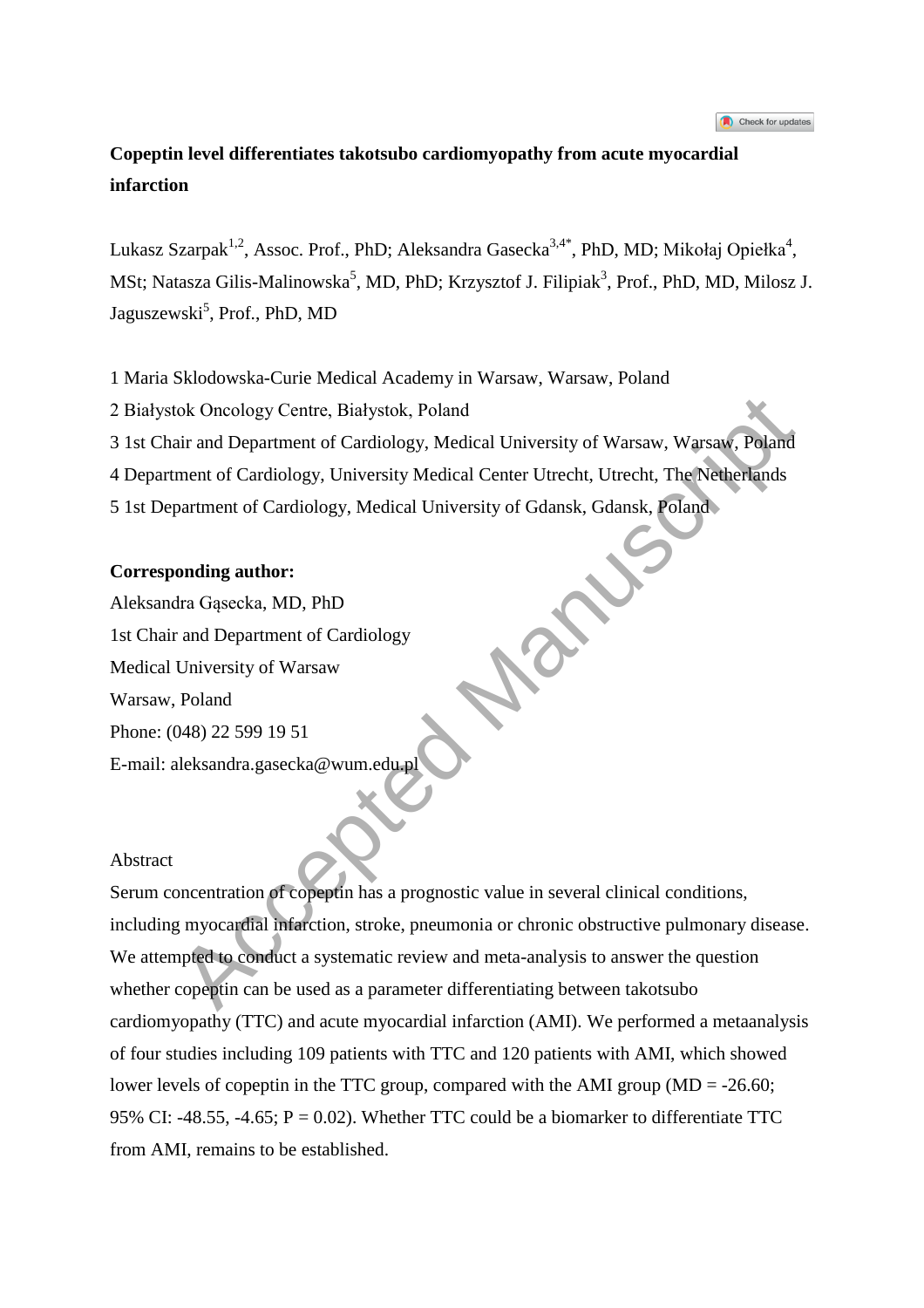**Copeptin level differentiates takotsubo cardiomyopathy from acute myocardial infarction**

Lukasz Szarpak[1,2], Assoc. Prof., PhD; Aleksandra Gasecka[3,4*], PhD, MD; Mikołaj Opiełka[4], MSt; Natasza Gilis-Malinowska[5], MD, PhD; Krzysztof J. Filipiak[3], Prof., PhD, MD, Milosz J. Jaguszewski[5], Prof., PhD, MD

1 Maria Sklodowska-Curie Medical Academy in Warsaw, Warsaw, Poland
2 Białystok Oncology Centre, Białystok, Poland
3 1st Chair and Department of Cardiology, Medical University of Warsaw, Warsaw, Poland
4 Department of Cardiology, University Medical Center Utrecht, Utrecht, The Netherlands
5 1st Department of Cardiology, Medical University of Gdansk, Gdansk, Poland

**Corresponding author:**
Aleksandra Gąsecka, MD, PhD
1st Chair and Department of Cardiology
Medical University of Warsaw
Warsaw, Poland
Phone: (048) 22 599 19 51
E-mail: aleksandra.gasecka@wum.edu.pl

Abstract

Serum concentration of copeptin has a prognostic value in several clinical conditions, including myocardial infarction, stroke, pneumonia or chronic obstructive pulmonary disease. We attempted to conduct a systematic review and meta-analysis to answer the question whether copeptin can be used as a parameter differentiating between takotsubo cardiomyopathy (TTC) and acute myocardial infarction (AMI). We performed a metaanalysis of four studies including 109 patients with TTC and 120 patients with AMI, which showed lower levels of copeptin in the TTC group, compared with the AMI group (MD = -26.60; 95% CI: -48.55, -4.65; P = 0.02). Whether TTC could be a biomarker to differentiate TTC from AMI, remains to be established.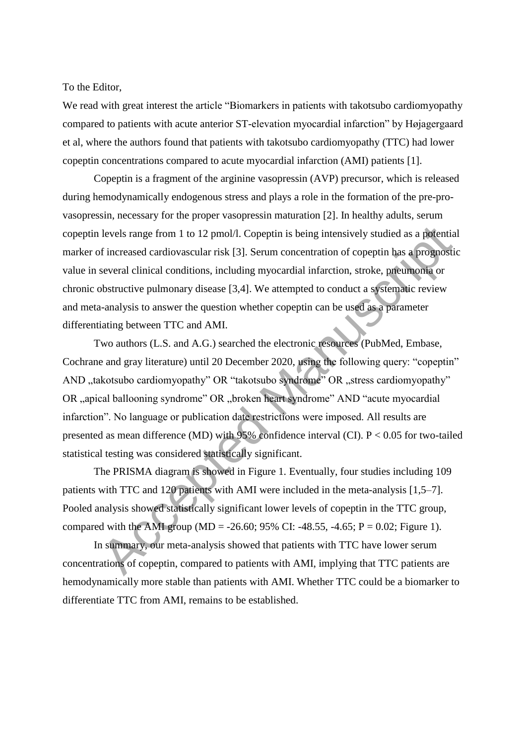To the Editor,

We read with great interest the article "Biomarkers in patients with takotsubo cardiomyopathy compared to patients with acute anterior ST-elevation myocardial infarction" by Højagergaard et al, where the authors found that patients with takotsubo cardiomyopathy (TTC) had lower copeptin concentrations compared to acute myocardial infarction (AMI) patients [1].

Copeptin is a fragment of the arginine vasopressin (AVP) precursor, which is released during hemodynamically endogenous stress and plays a role in the formation of the pre-pro-vasopressin, necessary for the proper vasopressin maturation [2]. In healthy adults, serum copeptin levels range from 1 to 12 pmol/l. Copeptin is being intensively studied as a potential marker of increased cardiovascular risk [3]. Serum concentration of copeptin has a prognostic value in several clinical conditions, including myocardial infarction, stroke, pneumonia or chronic obstructive pulmonary disease [3,4]. We attempted to conduct a systematic review and meta-analysis to answer the question whether copeptin can be used as a parameter differentiating between TTC and AMI.

Two authors (L.S. and A.G.) searched the electronic resources (PubMed, Embase, Cochrane and gray literature) until 20 December 2020, using the following query: "copeptin" AND „takotsubo cardiomyopathy" OR "takotsubo syndrome" OR „stress cardiomyopathy" OR „apical ballooning syndrome" OR „broken heart syndrome" AND "acute myocardial infarction". No language or publication date restrictions were imposed. All results are presented as mean difference (MD) with 95% confidence interval (CI). $P < 0.05$ for two-tailed statistical testing was considered statistically significant.

The PRISMA diagram is showed in Figure 1. Eventually, four studies including 109 patients with TTC and 120 patients with AMI were included in the meta-analysis [1,5–7]. Pooled analysis showed statistically significant lower levels of copeptin in the TTC group, compared with the AMI group (MD = -26.60; 95% CI: -48.55, -4.65; $P = 0.02$; Figure 1).

In summary, our meta-analysis showed that patients with TTC have lower serum concentrations of copeptin, compared to patients with AMI, implying that TTC patients are hemodynamically more stable than patients with AMI. Whether TTC could be a biomarker to differentiate TTC from AMI, remains to be established.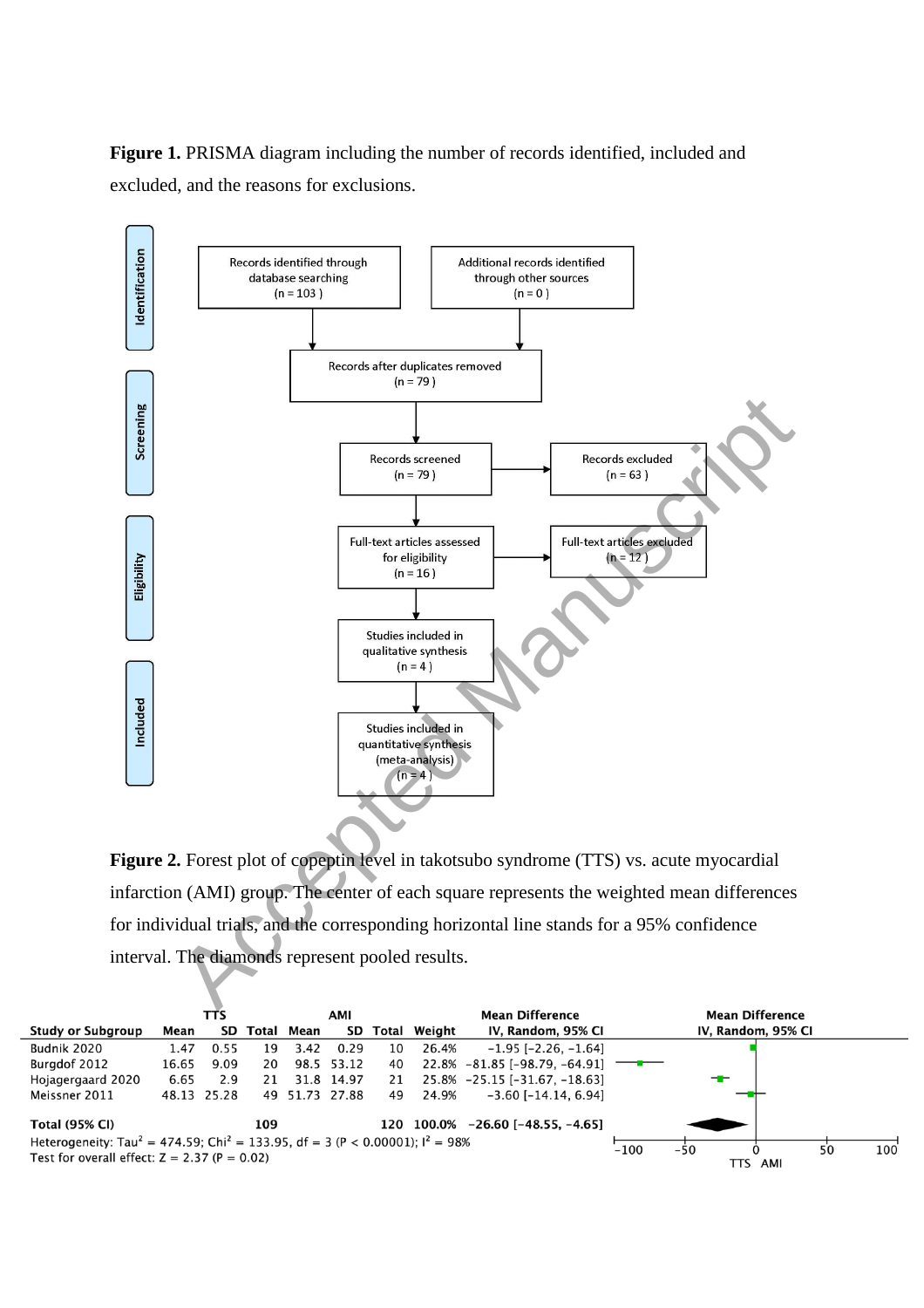**Figure 1.** PRISMA diagram including the number of records identified, included and excluded, and the reasons for exclusions.

**Identification**

- Records identified through database searching (n = 103)
- Additional records identified through other sources (n = 0)

Records after duplicates removed (n = 79)

**Screening**

- Records screened (n = 79) → Records excluded (n = 63)

**Eligibility**

- Full-text articles assessed for eligibility (n = 16) → Full-text articles excluded (n = 12)

**Included**

- Studies included in qualitative synthesis (n = 4)
- Studies included in quantitative synthesis (meta-analysis) (n = 4)

**Figure 2.** Forest plot of copeptin level in takotsubo syndrome (TTS) vs. acute myocardial infarction (AMI) group. The center of each square represents the weighted mean differences for individual trials, and the corresponding horizontal line stands for a 95% confidence interval. The diamonds represent pooled results.

| | TTS | | | AMI | | | | Mean Difference |
|---|---|---|---|---|---|---|---|---|
| Study or Subgroup | Mean | SD | Total | Mean | SD | Total | Weight | IV, Random, 95% CI |
| Budnik 2020 | 1.47 | 0.55 | 19 | 3.42 | 0.29 | 10 | 26.4% | −1.95 [−2.26, −1.64] |
| Burgdof 2012 | 16.65 | 9.09 | 20 | 98.5 | 53.12 | 40 | 22.8% | −81.85 [−98.79, −64.91] |
| Hojagergaard 2020 | 6.65 | 2.9 | 21 | 31.8 | 14.97 | 21 | 25.8% | −25.15 [−31.67, −18.63] |
| Meissner 2011 | 48.13 | 25.28 | 49 | 51.73 | 27.88 | 49 | 24.9% | −3.60 [−14.14, 6.94] |
| **Total (95% CI)** | | | **109** | | | **120** | **100.0%** | **−26.60 [−48.55, −4.65]** |

Heterogeneity: $Tau^2 = 474.59$; $Chi^2 = 133.95$, df = 3 ($P < 0.00001$); $I^2 = 98\%$

Test for overall effect: $Z = 2.37$ ($P = 0.02$)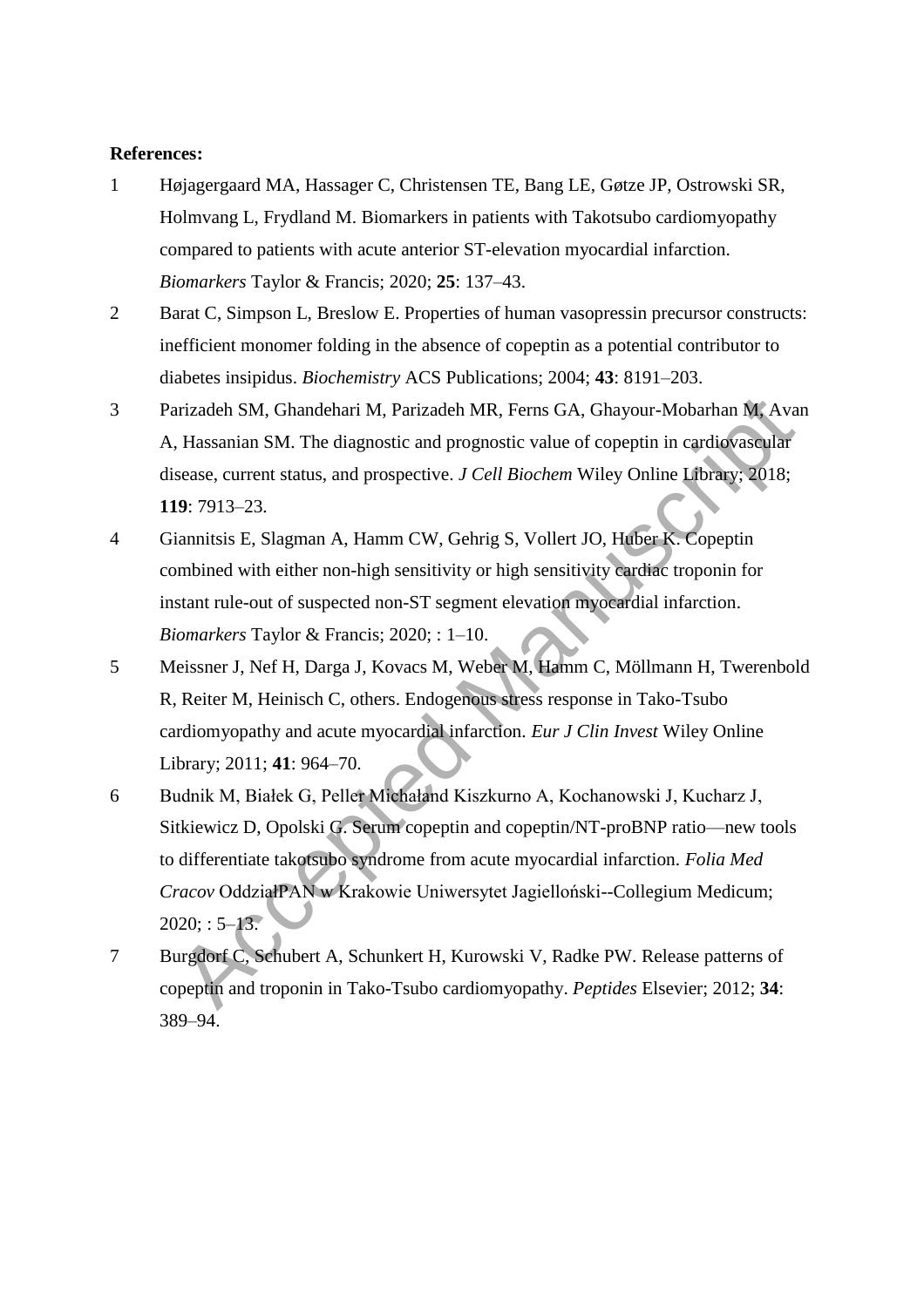**References:**

1. Højagergaard MA, Hassager C, Christensen TE, Bang LE, Gøtze JP, Ostrowski SR, Holmvang L, Frydland M. Biomarkers in patients with Takotsubo cardiomyopathy compared to patients with acute anterior ST-elevation myocardial infarction. *Biomarkers* Taylor & Francis; 2020; **25**: 137–43.
2. Barat C, Simpson L, Breslow E. Properties of human vasopressin precursor constructs: inefficient monomer folding in the absence of copeptin as a potential contributor to diabetes insipidus. *Biochemistry* ACS Publications; 2004; **43**: 8191–203.
3. Parizadeh SM, Ghandehari M, Parizadeh MR, Ferns GA, Ghayour-Mobarhan M, Avan A, Hassanian SM. The diagnostic and prognostic value of copeptin in cardiovascular disease, current status, and prospective. *J Cell Biochem* Wiley Online Library; 2018; **119**: 7913–23.
4. Giannitsis E, Slagman A, Hamm CW, Gehrig S, Vollert JO, Huber K. Copeptin combined with either non-high sensitivity or high sensitivity cardiac troponin for instant rule-out of suspected non-ST segment elevation myocardial infarction. *Biomarkers* Taylor & Francis; 2020; : 1–10.
5. Meissner J, Nef H, Darga J, Kovacs M, Weber M, Hamm C, Möllmann H, Twerenbold R, Reiter M, Heinisch C, others. Endogenous stress response in Tako-Tsubo cardiomyopathy and acute myocardial infarction. *Eur J Clin Invest* Wiley Online Library; 2011; **41**: 964–70.
6. Budnik M, Białek G, Peller Michałand Kiszkurno A, Kochanowski J, Kucharz J, Sitkiewicz D, Opolski G. Serum copeptin and copeptin/NT-proBNP ratio—new tools to differentiate takotsubo syndrome from acute myocardial infarction. *Folia Med Cracov* OddziałPAN w Krakowie Uniwersytet Jagielloński--Collegium Medicum; 2020; : 5–13.
7. Burgdorf C, Schubert A, Schunkert H, Kurowski V, Radke PW. Release patterns of copeptin and troponin in Tako-Tsubo cardiomyopathy. *Peptides* Elsevier; 2012; **34**: 389–94.